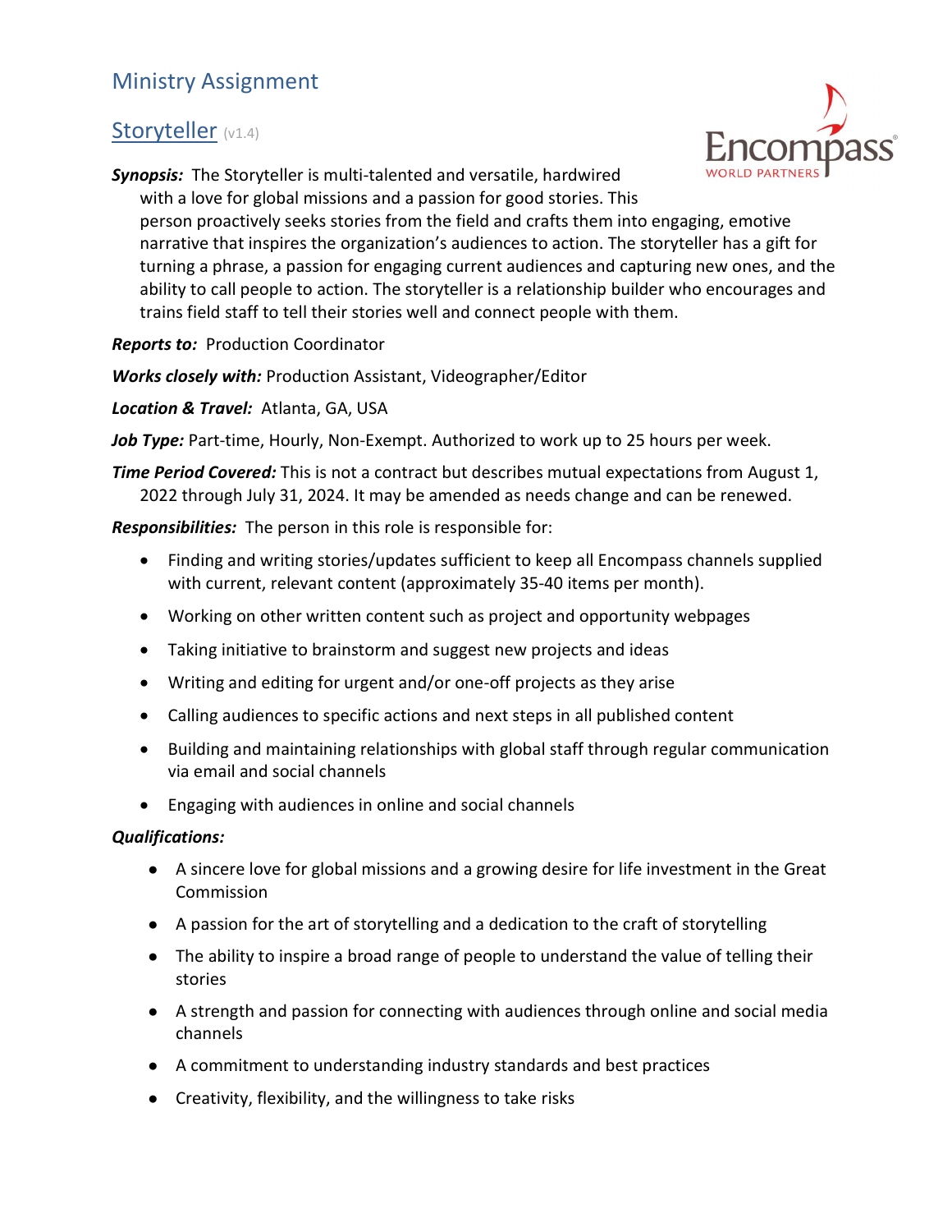## Ministry Assignment

# Storyteller (v1.4)

***Synopsis:*** The Storyteller is multi-talented and versatile, hardwired with a love for global missions and a passion for good stories. This person proactively seeks stories from the field and crafts them into engaging, emotive narrative that inspires the organization's audiences to action. The storyteller has a gift for turning a phrase, a passion for engaging current audiences and capturing new ones, and the ability to call people to action. The storyteller is a relationship builder who encourages and trains field staff to tell their stories well and connect people with them.

***Reports to:*** Production Coordinator

***Works closely with:*** Production Assistant, Videographer/Editor

***Location & Travel:*** Atlanta, GA, USA

***Job Type:*** Part-time, Hourly, Non-Exempt. Authorized to work up to 25 hours per week.

***Time Period Covered:*** This is not a contract but describes mutual expectations from August 1, 2022 through July 31, 2024. It may be amended as needs change and can be renewed.

***Responsibilities:*** The person in this role is responsible for:

- Finding and writing stories/updates sufficient to keep all Encompass channels supplied with current, relevant content (approximately 35-40 items per month).
- Working on other written content such as project and opportunity webpages
- Taking initiative to brainstorm and suggest new projects and ideas
- Writing and editing for urgent and/or one-off projects as they arise
- Calling audiences to specific actions and next steps in all published content
- Building and maintaining relationships with global staff through regular communication via email and social channels
- Engaging with audiences in online and social channels

***Qualifications:***

- A sincere love for global missions and a growing desire for life investment in the Great Commission
- A passion for the art of storytelling and a dedication to the craft of storytelling
- The ability to inspire a broad range of people to understand the value of telling their stories
- A strength and passion for connecting with audiences through online and social media channels
- A commitment to understanding industry standards and best practices
- Creativity, flexibility, and the willingness to take risks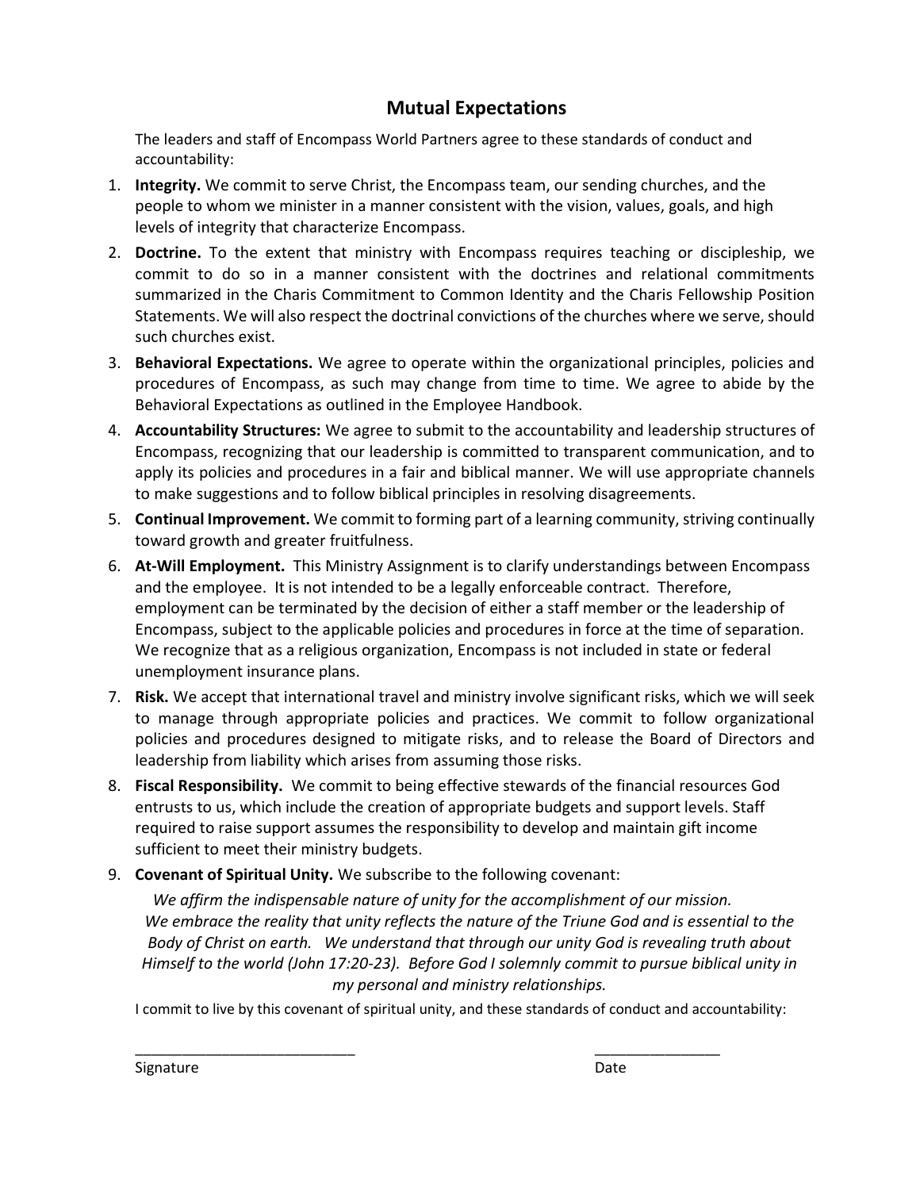## Mutual Expectations

The leaders and staff of Encompass World Partners agree to these standards of conduct and accountability:

1. **Integrity.** We commit to serve Christ, the Encompass team, our sending churches, and the people to whom we minister in a manner consistent with the vision, values, goals, and high levels of integrity that characterize Encompass.
2. **Doctrine.** To the extent that ministry with Encompass requires teaching or discipleship, we commit to do so in a manner consistent with the doctrines and relational commitments summarized in the Charis Commitment to Common Identity and the Charis Fellowship Position Statements. We will also respect the doctrinal convictions of the churches where we serve, should such churches exist.
3. **Behavioral Expectations.** We agree to operate within the organizational principles, policies and procedures of Encompass, as such may change from time to time. We agree to abide by the Behavioral Expectations as outlined in the Employee Handbook.
4. **Accountability Structures:** We agree to submit to the accountability and leadership structures of Encompass, recognizing that our leadership is committed to transparent communication, and to apply its policies and procedures in a fair and biblical manner. We will use appropriate channels to make suggestions and to follow biblical principles in resolving disagreements.
5. **Continual Improvement.** We commit to forming part of a learning community, striving continually toward growth and greater fruitfulness.
6. **At-Will Employment.** This Ministry Assignment is to clarify understandings between Encompass and the employee. It is not intended to be a legally enforceable contract. Therefore, employment can be terminated by the decision of either a staff member or the leadership of Encompass, subject to the applicable policies and procedures in force at the time of separation. We recognize that as a religious organization, Encompass is not included in state or federal unemployment insurance plans.
7. **Risk.** We accept that international travel and ministry involve significant risks, which we will seek to manage through appropriate policies and practices. We commit to follow organizational policies and procedures designed to mitigate risks, and to release the Board of Directors and leadership from liability which arises from assuming those risks.
8. **Fiscal Responsibility.** We commit to being effective stewards of the financial resources God entrusts to us, which include the creation of appropriate budgets and support levels. Staff required to raise support assumes the responsibility to develop and maintain gift income sufficient to meet their ministry budgets.
9. **Covenant of Spiritual Unity.** We subscribe to the following covenant:

   *We affirm the indispensable nature of unity for the accomplishment of our mission. We embrace the reality that unity reflects the nature of the Triune God and is essential to the Body of Christ on earth. We understand that through our unity God is revealing truth about Himself to the world (John 17:20-23). Before God I solemnly commit to pursue biblical unity in my personal and ministry relationships.*

I commit to live by this covenant of spiritual unity, and these standards of conduct and accountability:

___________________________ ________________

Signature Date